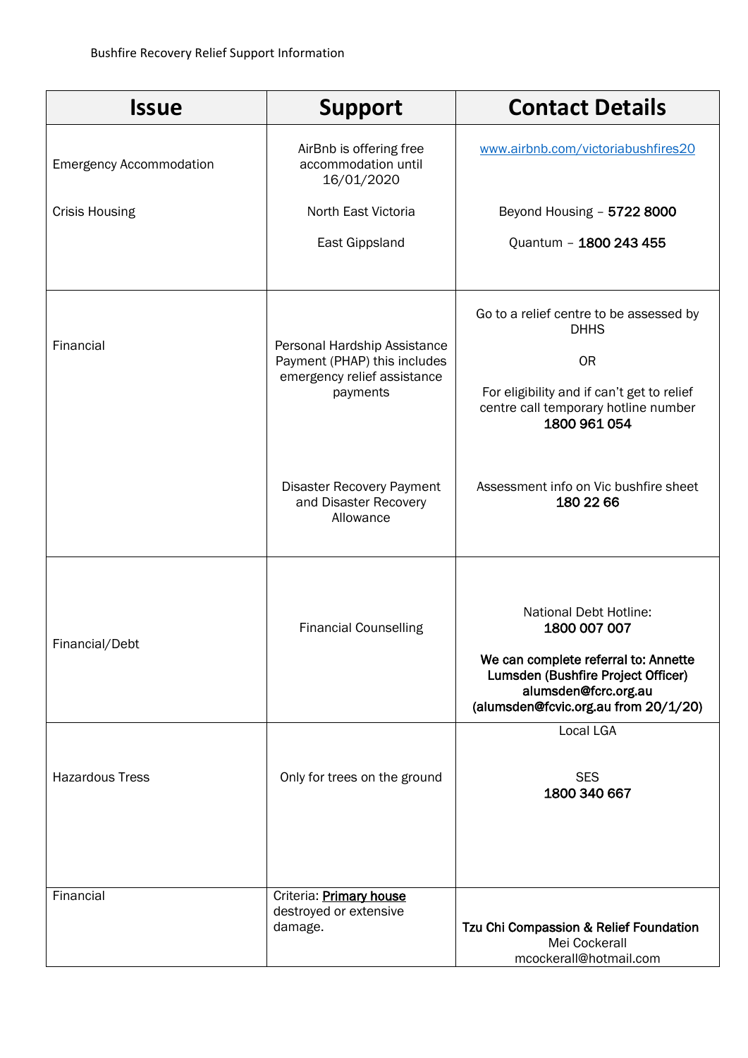Bushfire Recovery Relief Support Information

| Issue | Support | Contact Details |
|---|---|---|
| Emergency Accommodation<br><br>Crisis Housing | AirBnb is offering free accommodation until 16/01/2020<br><br>North East Victoria<br><br>East Gippsland | www.airbnb.com/victoriabushfires20<br><br>Beyond Housing – **5722 8000**<br><br>Quantum – **1800 243 455** |
| Financial | Personal Hardship Assistance Payment (PHAP) this includes emergency relief assistance payments<br><br>Disaster Recovery Payment and Disaster Recovery Allowance | Go to a relief centre to be assessed by DHHS<br><br>OR<br><br>For eligibility and if can't get to relief centre call temporary hotline number **1800 961 054**<br><br>Assessment info on Vic bushfire sheet **180 22 66** |
| Financial/Debt | Financial Counselling | National Debt Hotline: **1800 007 007**<br><br>**We can complete referral to: Annette Lumsden (Bushfire Project Officer) alumsden@fcrc.org.au (alumsden@fcvic.org.au from 20/1/20)** |
| Hazardous Tress | Only for trees on the ground | Local LGA<br><br>SES **1800 340 667** |
| Financial | Criteria: **Primary house** destroyed or extensive damage. | **Tzu Chi Compassion & Relief Foundation** Mei Cockerall mcockerall@hotmail.com |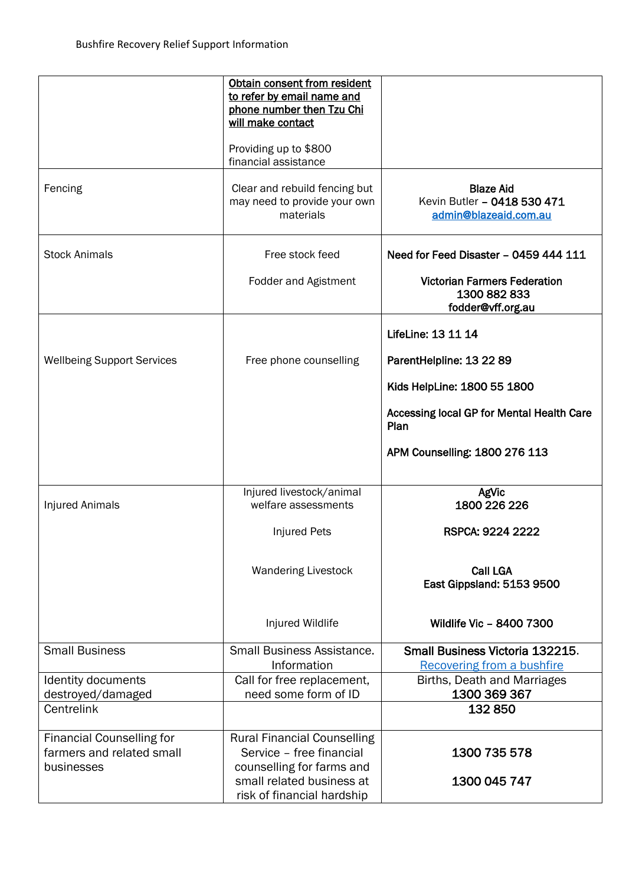| | | |
|---|---|---|
| | **Obtain consent from resident to refer by email name and phone number then Tzu Chi will make contact**<br><br>Providing up to $800 financial assistance | |
| Fencing | Clear and rebuild fencing but may need to provide your own materials | **Blaze Aid**<br>Kevin Butler – **0418 530 471**<br>admin@blazeaid.com.au |
| Stock Animals | Free stock feed<br><br>Fodder and Agistment | **Need for Feed Disaster – 0459 444 111**<br><br>**Victorian Farmers Federation**<br>**1300 882 833**<br>**fodder@vff.org.au** |
| Wellbeing Support Services | Free phone counselling | **LifeLine: 13 11 14**<br><br>**ParentHelpline: 13 22 89**<br><br>**Kids HelpLine: 1800 55 1800**<br><br>**Accessing local GP for Mental Health Care Plan**<br><br>**APM Counselling: 1800 276 113** |
| Injured Animals | Injured livestock/animal welfare assessments<br><br>Injured Pets<br><br>Wandering Livestock<br><br>Injured Wildlife | **AgVic**<br>**1800 226 226**<br><br>**RSPCA: 9224 2222**<br><br>**Call LGA**<br>**East Gippsland: 5153 9500**<br><br>**Wildlife Vic – 8400 7300** |
| Small Business | Small Business Assistance. Information | **Small Business Victoria 132215**.<br>Recovering from a bushfire |
| Identity documents destroyed/damaged | Call for free replacement, need some form of ID | Births, Death and Marriages<br>**1300 369 367** |
| Centrelink | | **132 850** |
| Financial Counselling for farmers and related small businesses | Rural Financial Counselling Service – free financial counselling for farms and small related business at risk of financial hardship | **1300 735 578**<br><br>**1300 045 747** |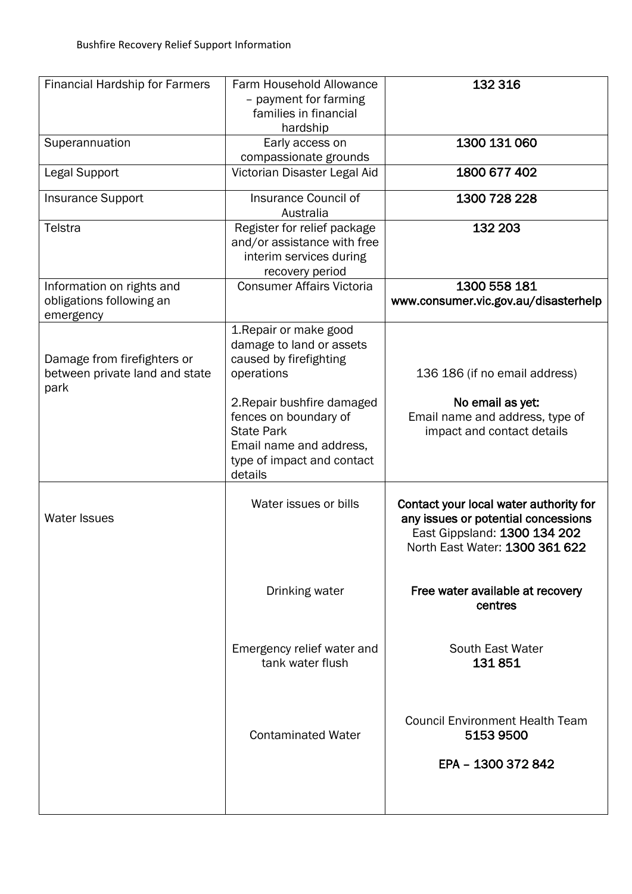| Financial Hardship for Farmers | Farm Household Allowance – payment for farming families in financial hardship | **132 316** |
|---|---|---|
| Superannuation | Early access on compassionate grounds | **1300 131 060** |
| Legal Support | Victorian Disaster Legal Aid | **1800 677 402** |
| Insurance Support | Insurance Council of Australia | **1300 728 228** |
| Telstra | Register for relief package and/or assistance with free interim services during recovery period | **132 203** |
| Information on rights and obligations following an emergency | Consumer Affairs Victoria | **1300 558 181** **www.consumer.vic.gov.au/disasterhelp** |
| Damage from firefighters or between private land and state park | 1.Repair or make good damage to land or assets caused by firefighting operations<br><br>2.Repair bushfire damaged fences on boundary of State Park Email name and address, type of impact and contact details | 136 186 (if no email address)<br><br>**No email as yet:** Email name and address, type of impact and contact details |
| Water Issues | Water issues or bills | **Contact your local water authority for any issues or potential concessions** East Gippsland: **1300 134 202** North East Water: **1300 361 622** |
| | Drinking water | **Free water available at recovery centres** |
| | Emergency relief water and tank water flush | South East Water **131 851** |
| | Contaminated Water | Council Environment Health Team **5153 9500**<br><br>**EPA – 1300 372 842** |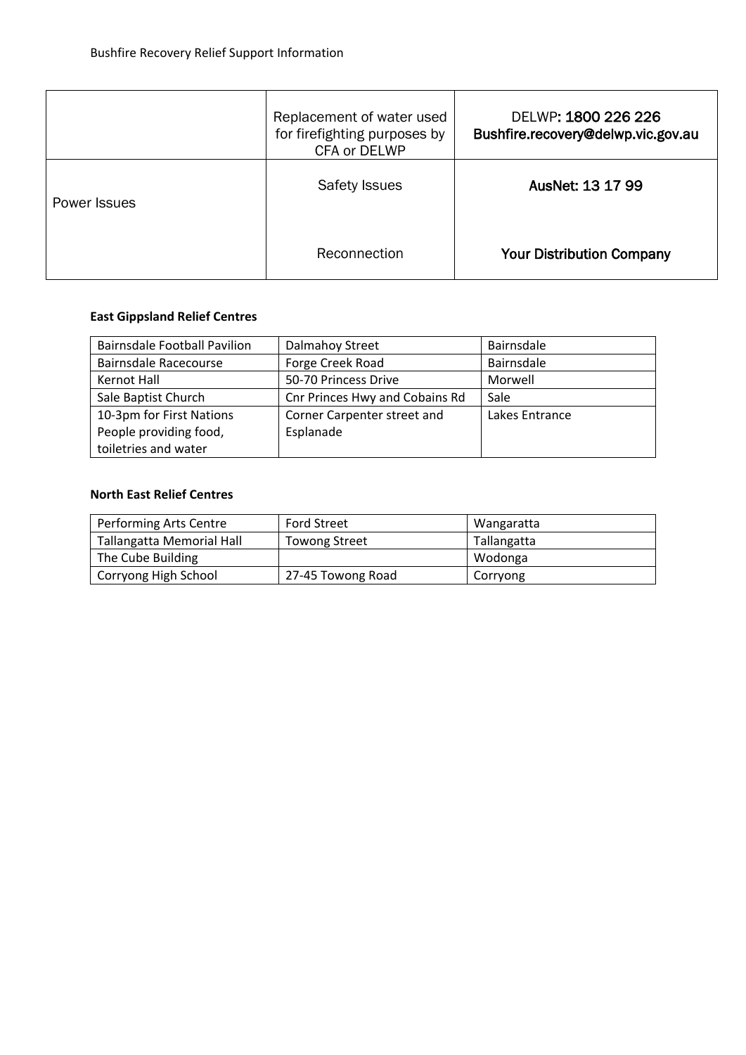| | | |
|---|---|---|
| | Replacement of water used for firefighting purposes by CFA or DELWP | DELWP: 1800 226 226 Bushfire.recovery@delwp.vic.gov.au |
| Power Issues | Safety Issues | AusNet: 13 17 99 |
| | Reconnection | Your Distribution Company |

**East Gippsland Relief Centres**

| | | |
|---|---|---|
| Bairnsdale Football Pavilion | Dalmahoy Street | Bairnsdale |
| Bairnsdale Racecourse | Forge Creek Road | Bairnsdale |
| Kernot Hall | 50-70 Princess Drive | Morwell |
| Sale Baptist Church | Cnr Princes Hwy and Cobains Rd | Sale |
| 10-3pm for First Nations People providing food, toiletries and water | Corner Carpenter street and Esplanade | Lakes Entrance |

**North East Relief Centres**

| | | |
|---|---|---|
| Performing Arts Centre | Ford Street | Wangaratta |
| Tallangatta Memorial Hall | Towong Street | Tallangatta |
| The Cube Building | | Wodonga |
| Corryong High School | 27-45 Towong Road | Corryong |